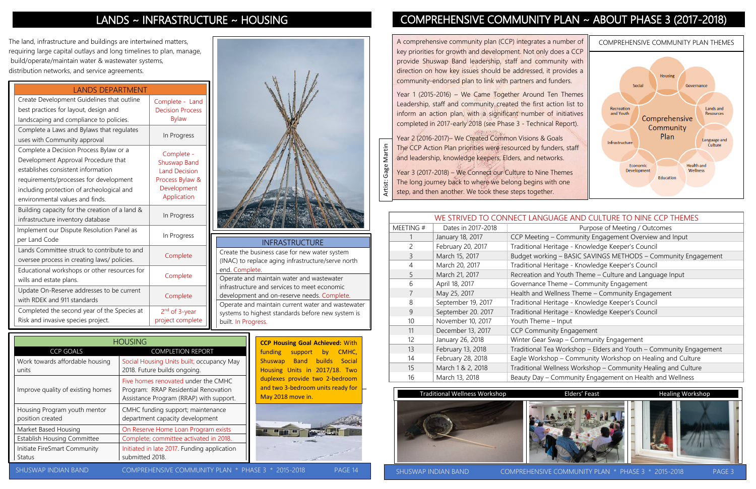# LANDS ~ INFRASTRUCTURE ~ HOUSING

The land, infrastructure and buildings are intertwined matters, requiring large capital outlays and long timelines to plan, manage, build/operate/maintain water & wastewater systems, distribution networks, and service agreements.

| LANDS DEPARTMENT | |
|---|---|
| Create Development Guidelines that outline best practices for layout, design and landscaping and compliance to policies. | Complete - Land Decision Process Bylaw |
| Complete a Laws and Bylaws that regulates uses with Community approval | In Progress |
| Complete a Decision Process Bylaw or a Development Approval Procedure that establishes consistent information requirements/processes for development including protection of archeological and environmental values and finds. | Complete - Shuswap Band Land Decision Process Bylaw & Development Application |
| Building capacity for the creation of a land & infrastructure inventory database | In Progress |
| Implement our Dispute Resolution Panel as per Land Code | In Progress |
| Lands Committee struck to contribute to and oversee process in creating laws/ policies. | Complete |
| Educational workshops or other resources for wills and estate plans. | Complete |
| Update On-Reserve addresses to be current with RDEK and 911 standards | Complete |
| Completed the second year of the Species at Risk and invasive species project. | 2nd of 3-year project complete |

| INFRASTRUCTURE |
|---|
| Create the business case for new water system (INAC) to replace aging infrastructure/serve north end. Complete. |
| Operate and maintain water and wastewater infrastructure and services to meet economic development and on-reserve needs. Complete. |
| Operate and maintain current water and wastewater systems to highest standards before new system is built. In Progress. |

| HOUSING | |
|---|---|
| CCP GOALS | COMPLETION REPORT |
| Work towards affordable housing units | Social Housing Units built; occupancy May 2018. Future builds ongoing. |
| Improve quality of existing homes | Five homes renovated under the CMHC Program: RRAP Residential Renovation Assistance Program (RRAP) with support. |
| Housing Program youth mentor position created | CMHC funding support; maintenance department capacity development |
| Market Based Housing | On Reserve Home Loan Program exists |
| Establish Housing Committee | Complete; committee activated in 2018. |
| Initiate FireSmart Community Status | Initiated in late 2017. Funding application submitted 2018. |

**CCP Housing Goal Achieved:** With funding support by CMHC, Shuswap Band builds Social Housing Units in 2017/18. Two duplexes provide two 2-bedroom and two 3-bedroom units ready for May 2018 move in.

# COMPREHENSIVE COMMUNITY PLAN ~ ABOUT PHASE 3 (2017-2018)

A comprehensive community plan (CCP) integrates a number of key priorities for growth and development. Not only does a CCP provide Shuswap Band leadership, staff and community with direction on how key issues should be addressed, it provides a community-endorsed plan to link with partners and funders.

Year 1 (2015-2016) – We Came Together Around Ten Themes Leadership, staff and community created the first action list to inform an action plan, with a significant number of initiatives completed in 2017-early 2018 (see Phase 3 - Technical Report).

Year 2 (2016-2017)– We Created Common Visions & Goals The CCP Action Plan priorities were resourced by funders, staff and leadership, knowledge keepers, Elders, and networks.

Year 3 (2017-2018) – We Connect our Culture to Nine Themes The long journey back to where we belong begins with one step, and then another. We took these steps together.

Artist: Gage Martin

COMPREHENSIVE COMMUNITY PLAN THEMES

Comprehensive Community Plan: Housing, Governance, Lands and Resources, Language and Culture, Health and Wellness, Education, Economic Development, Infrastructure, Recreation and Youth, Social

| WE STRIVED TO CONNECT LANGUAGE AND CULTURE TO NINE CCP THEMES | | |
|---|---|---|
| MEETING # | Dates in 2017-2018 | Purpose of Meeting / Outcomes |
| 1 | January 18, 2017 | CCP Meeting – Community Engagement Overview and Input |
| 2 | February 20, 2017 | Traditional Heritage - Knowledge Keeper's Council |
| 3 | March 15, 2017 | Budget working – BASIC SAVINGS METHODS – Community Engagement |
| 4 | March 20, 2017 | Traditional Heritage - Knowledge Keeper's Council |
| 5 | March 21, 2017 | Recreation and Youth Theme – Culture and Language Input |
| 6 | April 18, 2017 | Governance Theme – Community Engagement |
| 7 | May 25, 2017 | Health and Wellness Theme – Community Engagement |
| 8 | September 19, 2017 | Traditional Heritage - Knowledge Keeper's Council |
| 9 | September 20. 2017 | Traditional Heritage - Knowledge Keeper's Council |
| 10 | November 10, 2017 | Youth Theme – Input |
| 11 | December 13, 2017 | CCP Community Engagement |
| 12 | January 26, 2018 | Winter Gear Swap – Community Engagement |
| 13 | February 13, 2018 | Traditional Tea Workshop – Elders and Youth – Community Engagement |
| 14 | February 28, 2018 | Eagle Workshop – Community Workshop on Healing and Culture |
| 15 | March 1 & 2, 2018 | Traditional Wellness Workshop – Community Healing and Culture |
| 16 | March 13, 2018 | Beauty Day – Community Engagement on Health and Wellness |

Traditional Wellness Workshop | Elders' Feast | Healing Workshop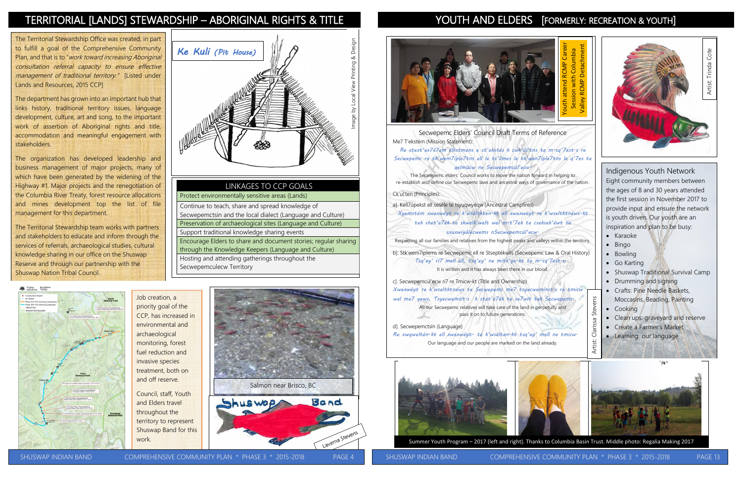# TERRITORIAL [LANDS] STEWARDSHIP – ABORIGINAL RIGHTS & TITLE

The Territorial Stewardship Office was created, in part to fulfill a goal of the Comprehensive Community Plan, and that is to "*work toward increasing Aboriginal consultation referral capacity to ensure effective management of traditional territory.*" [Listed under Lands and Resources, 2015 CCP]

The department has grown into an important hub that links history, traditional territory issues, language development, culture, art and song, to the important work of assertion of Aboriginal rights and title, accommodation and meaningful engagement with stakeholders.

The organization has developed leadership and business management of major projects, many of which have been generated by the widening of the Highway #1. Major projects and the renegotiation of the Columbia River Treaty, forest resource allocations and mines development top the list of file management for this department.

The Territorial Stewardship team works with partners and stakeholders to educate and inform through the services of referrals, archaeological studies, cultural knowledge sharing in our office on the Shuswap Reserve and through our partnership with the Shuswap Nation Tribal Council.

*Ke Kuli (Pit House)*

Image by Local View Printing & Design

| LINKAGES TO CCP GOALS |
|---|
| Protect environmentally sensitive areas (Lands) |
| Continue to teach, share and spread knowledge of Secwepemctsin and the local dialect (Language and Culture) |
| Preservation of archaeological sites (Language and Culture) |
| Support traditional knowledge sharing events |
| Encourage Elders to share and document stories; regular sharing through the Knowledge Keepers (Language and Culture) |
| Hosting and attending gatherings throughout the Secwepemculecw Territory |

Job creation, a priority goal of the CCP, has increased in environmental and archaeological monitoring, forest fuel reduction and invasive species treatment, both on and off reserve.

Council, staff, Youth and Elders travel throughout the territory to represent Shuswap Band for this work.

Salmon near Brisco, BC

Shuswap Band

Laverna Stevens

# YOUTH AND ELDERS [FORMERLY: RECREATION & YOUTH]

Youth attend RCMP Career Session with Columbia Valley RCMP Detachment

Artist: Trinda Cote

## Secwepemc Elders' Council Draft Terms of Reference

Me7 T'ekstém (Mission Statement):

*Re stext'ex7é7em élkstmens e st'ékstés k cwk'úl'tns te m-sq7est-s re Secwepemc re tk'wem7iple7tns ell le ts'ílmes le tk'wen7iple7tns le q'7es te qelmúcw ne Secwepemcúl'ecw.*

The Secwepemc elders' Council works to move the nation forward in helping to re-establish and define our Secwepemc laws and ancestral ways of governance of the nation.

Ck'ul'ten (Principles):

a]. Kell7úpekst ell seséle te tsyuqwyéqw (Ancestral Campfires)

*Xyemstém xwexwéyt re k'wséltkten-kt ell xwexwéyt re k'wseltktnéws-kt tek stet'e7ék te skwelk'welt wel m-t'7ek te csekseк'éwt ne sxuxwiyúlecwems nSecwepemcúl'ecw.*

Respecting all our families and relatives from the highest peaks and valleys within the territory.

b]. Stk'wem7iplems re Secwepemc ell re Stseptékwlls (Secwepemc Law & Oral History)

*Tsq'ey' ri7 mell ell, tsq'ey' ne mitk'ye-kt te m-sq7est-s.*

It is written and it has always been there in our blood.

c]. Secwepemcúl'ecw ri7 re Tmicw-kt (Title and Ownership)

*Xwexwéyt re k'wseltktnéws te Secwepemc me7 tsyecweminst-s re tmicw wel me7 yews, Tsyecwemict-s k stet'e7ék te se7wit tek Secwepemc.*

All our Secwepemc relatives will take care of the land in perpetuity and pass it on to future generations.

d]. Secwepemctsín (Language)

*Re xwqweltén-kt ell xwexwéyt- te k'wsélten-kt tsq'ey' mell ne tmicw.*

Our language and our people are marked on the land already.

Artist: Clarissa Stevens

## Indigenous Youth Network

Eight community members between the ages of 8 and 30 years attended the first session in November 2017 to provide input and ensure the network is youth driven. Our youth are an inspiration and plan to be busy:

- Karaoke
- Bingo
- Bowling
- Go Karting
- Shuswap Traditional Survival Camp
- Drumming and signing
- Crafts: Pine Needle Baskets, Moccasins, Beading, Painting
- Cooking
- Clean ups: graveyard and reserve
- Create a Farmer's Market
- Learning our language

Summer Youth Program – 2017 (left and right). Thanks to Columbia Basin Trust. Middle photo: Regalia Making 2017